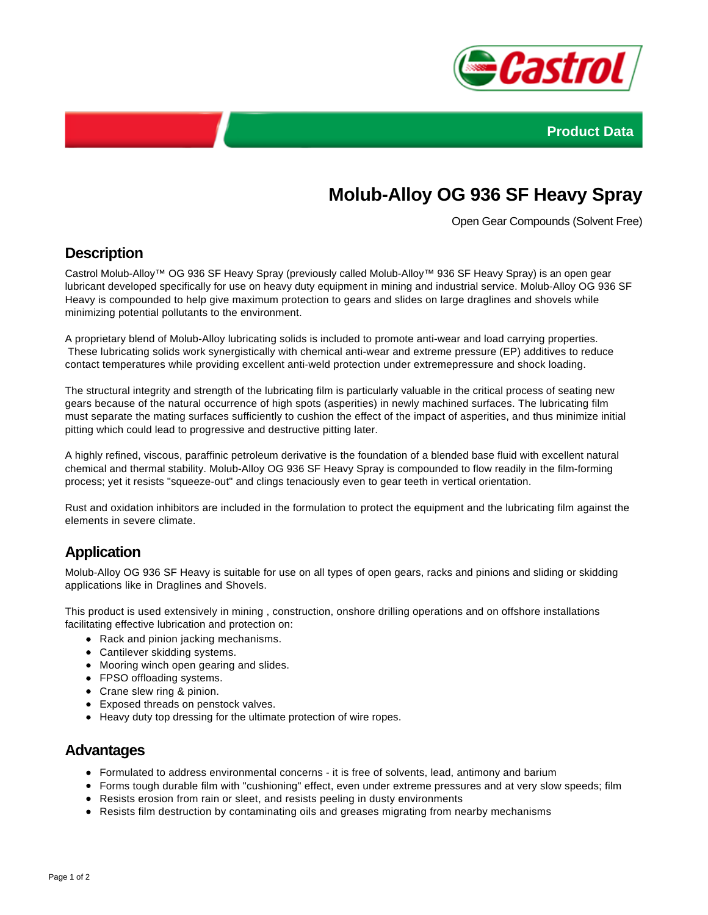Product Data

# Molub-Alloy OG 936 SF Heavy Spray

Open Gear Compounds (Solvent Free)

## Description

Castrol Molub-Alloy™ OG 936 SF Heavy Spray (previously called Molub-Alloy™ 936 SF Heavy Spray) is an open gear lubricant developed specifically for use on heavy duty equipment in mining and industrial service. Molub-Alloy OG 936 SF Heavy is compounded to help give maximum protection to gears and slides on large draglines and shovels while minimizing potential pollutants to the environment.

A proprietary blend of Molub-Alloy lubricating solids is included to promote anti-wear and load carrying properties. These lubricating solids work synergistically with chemical anti-wear and extreme pressure (EP) additives to reduce contact temperatures while providing excellent anti-weld protection under extremepressure and shock loading.

The structural integrity and strength of the lubricating film is particularly valuable in the critical process of seating new gears because of the natural occurrence of high spots (asperities) in newly machined surfaces. The lubricating film must separate the mating surfaces sufficiently to cushion the effect of the impact of asperities, and thus minimize initial pitting which could lead to progressive and destructive pitting later.

A highly refined, viscous, paraffinic petroleum derivative is the foundation of a blended base fluid with excellent natural chemical and thermal stability. Molub-Alloy OG 936 SF Heavy Spray is compounded to flow readily in the film-forming process; yet it resists "squeeze-out" and clings tenaciously even to gear teeth in vertical orientation.

Rust and oxidation inhibitors are included in the formulation to protect the equipment and the lubricating film against the elements in severe climate.

## Application

Molub-Alloy OG 936 SF Heavy is suitable for use on all types of open gears, racks and pinions and sliding or skidding applications like in Draglines and Shovels.

This product is used extensively in mining , construction, onshore drilling operations and on offshore installations facilitating effective lubrication and protection on:

- Rack and pinion jacking mechanisms.
- Cantilever skidding systems.
- Mooring winch open gearing and slides.
- FPSO offloading systems.
- Crane slew ring & pinion.
- Exposed threads on penstock valves.
- Heavy duty top dressing for the ultimate protection of wire ropes.

## Advantages

- Formulated to address environmental concerns - it is free of solvents, lead, antimony and barium
- Forms tough durable film with "cushioning" effect, even under extreme pressures and at very slow speeds; film
- Resists erosion from rain or sleet, and resists peeling in dusty environments
- Resists film destruction by contaminating oils and greases migrating from nearby mechanisms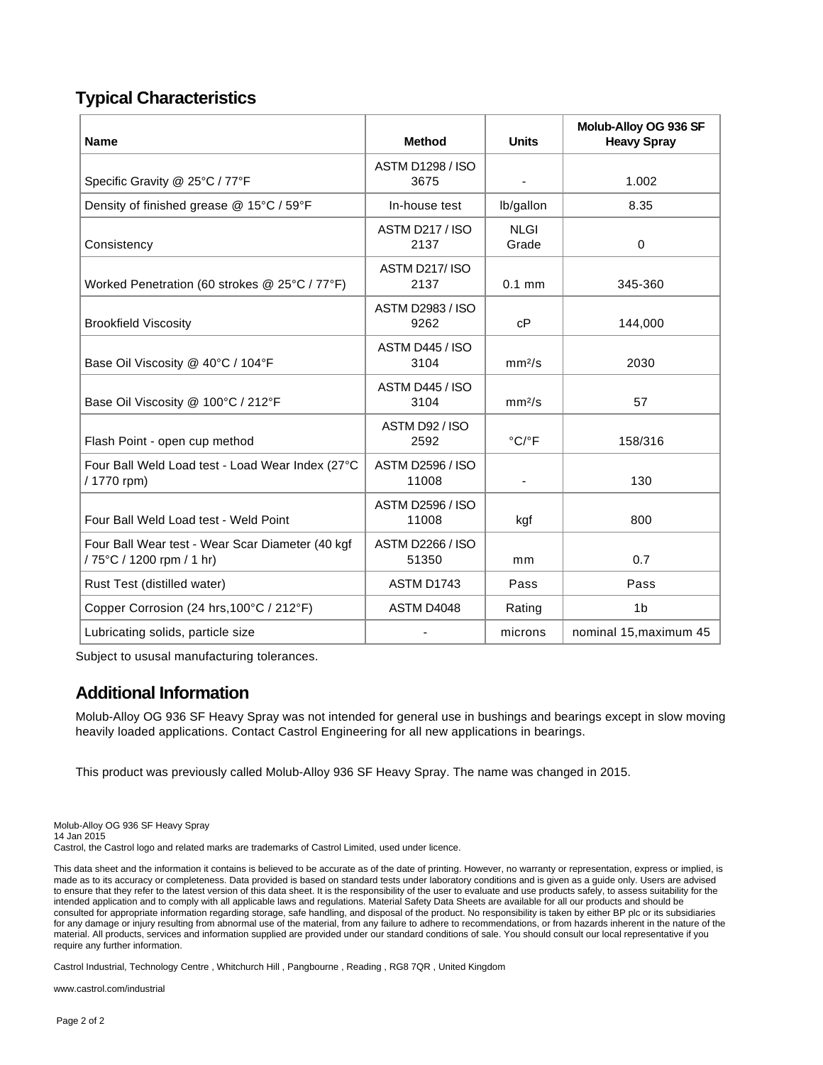## Typical Characteristics

| Name | Method | Units | Molub-Alloy OG 936 SF Heavy Spray |
|---|---|---|---|
| Specific Gravity @ 25°C / 77°F | ASTM D1298 / ISO 3675 | - | 1.002 |
| Density of finished grease @ 15°C / 59°F | In-house test | lb/gallon | 8.35 |
| Consistency | ASTM D217 / ISO 2137 | NLGI Grade | 0 |
| Worked Penetration (60 strokes @ 25°C / 77°F) | ASTM D217/ ISO 2137 | 0.1 mm | 345-360 |
| Brookfield Viscosity | ASTM D2983 / ISO 9262 | cP | 144,000 |
| Base Oil Viscosity @ 40°C / 104°F | ASTM D445 / ISO 3104 | $mm^2/s$ | 2030 |
| Base Oil Viscosity @ 100°C / 212°F | ASTM D445 / ISO 3104 | $mm^2/s$ | 57 |
| Flash Point - open cup method | ASTM D92 / ISO 2592 | °C/°F | 158/316 |
| Four Ball Weld Load test - Load Wear Index (27°C / 1770 rpm) | ASTM D2596 / ISO 11008 | - | 130 |
| Four Ball Weld Load test - Weld Point | ASTM D2596 / ISO 11008 | kgf | 800 |
| Four Ball Wear test - Wear Scar Diameter (40 kgf / 75°C / 1200 rpm / 1 hr) | ASTM D2266 / ISO 51350 | mm | 0.7 |
| Rust Test (distilled water) | ASTM D1743 | Pass | Pass |
| Copper Corrosion (24 hrs,100°C / 212°F) | ASTM D4048 | Rating | 1b |
| Lubricating solids, particle size | - | microns | nominal 15,maximum 45 |

Subject to ususal manufacturing tolerances.

## Additional Information

Molub-Alloy OG 936 SF Heavy Spray was not intended for general use in bushings and bearings except in slow moving heavily loaded applications. Contact Castrol Engineering for all new applications in bearings.

This product was previously called Molub-Alloy 936 SF Heavy Spray. The name was changed in 2015.

Molub-Alloy OG 936 SF Heavy Spray
14 Jan 2015
Castrol, the Castrol logo and related marks are trademarks of Castrol Limited, used under licence.

This data sheet and the information it contains is believed to be accurate as of the date of printing. However, no warranty or representation, express or implied, is made as to its accuracy or completeness. Data provided is based on standard tests under laboratory conditions and is given as a guide only. Users are advised to ensure that they refer to the latest version of this data sheet. It is the responsibility of the user to evaluate and use products safely, to assess suitability for the intended application and to comply with all applicable laws and regulations. Material Safety Data Sheets are available for all our products and should be consulted for appropriate information regarding storage, safe handling, and disposal of the product. No responsibility is taken by either BP plc or its subsidiaries for any damage or injury resulting from abnormal use of the material, from any failure to adhere to recommendations, or from hazards inherent in the nature of the material. All products, services and information supplied are provided under our standard conditions of sale. You should consult our local representative if you require any further information.

Castrol Industrial, Technology Centre , Whitchurch Hill , Pangbourne , Reading , RG8 7QR , United Kingdom

www.castrol.com/industrial